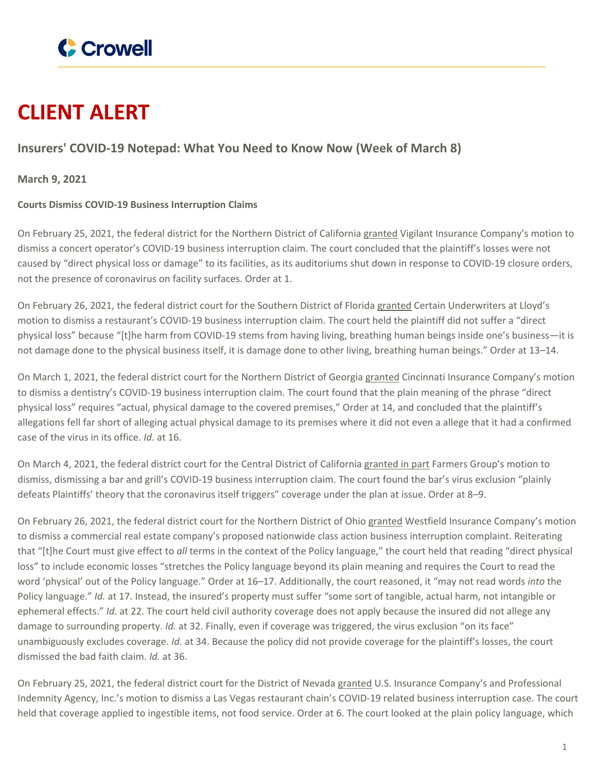# CLIENT ALERT

## Insurers' COVID-19 Notepad: What You Need to Know Now (Week of March 8)

**March 9, 2021**

**Courts Dismiss COVID-19 Business Interruption Claims**

On February 25, 2021, the federal district for the Northern District of California granted Vigilant Insurance Company's motion to dismiss a concert operator's COVID-19 business interruption claim. The court concluded that the plaintiff's losses were not caused by "direct physical loss or damage" to its facilities, as its auditoriums shut down in response to COVID-19 closure orders, not the presence of coronavirus on facility surfaces. Order at 1.

On February 26, 2021, the federal district court for the Southern District of Florida granted Certain Underwriters at Lloyd's motion to dismiss a restaurant's COVID-19 business interruption claim. The court held the plaintiff did not suffer a "direct physical loss" because "[t]he harm from COVID-19 stems from having living, breathing human beings inside one's business—it is not damage done to the physical business itself, it is damage done to other living, breathing human beings." Order at 13–14.

On March 1, 2021, the federal district court for the Northern District of Georgia granted Cincinnati Insurance Company's motion to dismiss a dentistry's COVID-19 business interruption claim. The court found that the plain meaning of the phrase "direct physical loss" requires "actual, physical damage to the covered premises," Order at 14, and concluded that the plaintiff's allegations fell far short of alleging actual physical damage to its premises where it did not even a allege that it had a confirmed case of the virus in its office. *Id*. at 16.

On March 4, 2021, the federal district court for the Central District of California granted in part Farmers Group's motion to dismiss, dismissing a bar and grill's COVID-19 business interruption claim. The court found the bar's virus exclusion "plainly defeats Plaintiffs' theory that the coronavirus itself triggers" coverage under the plan at issue. Order at 8–9.

On February 26, 2021, the federal district court for the Northern District of Ohio granted Westfield Insurance Company's motion to dismiss a commercial real estate company's proposed nationwide class action business interruption complaint. Reiterating that "[t]he Court must give effect to *all* terms in the context of the Policy language," the court held that reading "direct physical loss" to include economic losses "stretches the Policy language beyond its plain meaning and requires the Court to read the word 'physical' out of the Policy language." Order at 16–17. Additionally, the court reasoned, it "may not read words *into* the Policy language." *Id.* at 17. Instead, the insured's property must suffer "some sort of tangible, actual harm, not intangible or ephemeral effects." *Id.* at 22. The court held civil authority coverage does not apply because the insured did not allege any damage to surrounding property. *Id.* at 32. Finally, even if coverage was triggered, the virus exclusion "on its face" unambiguously excludes coverage. *Id.* at 34. Because the policy did not provide coverage for the plaintiff's losses, the court dismissed the bad faith claim. *Id.* at 36.

On February 25, 2021, the federal district court for the District of Nevada granted U.S. Insurance Company's and Professional Indemnity Agency, Inc.'s motion to dismiss a Las Vegas restaurant chain's COVID-19 related business interruption case. The court held that coverage applied to ingestible items, not food service. Order at 6. The court looked at the plain policy language, which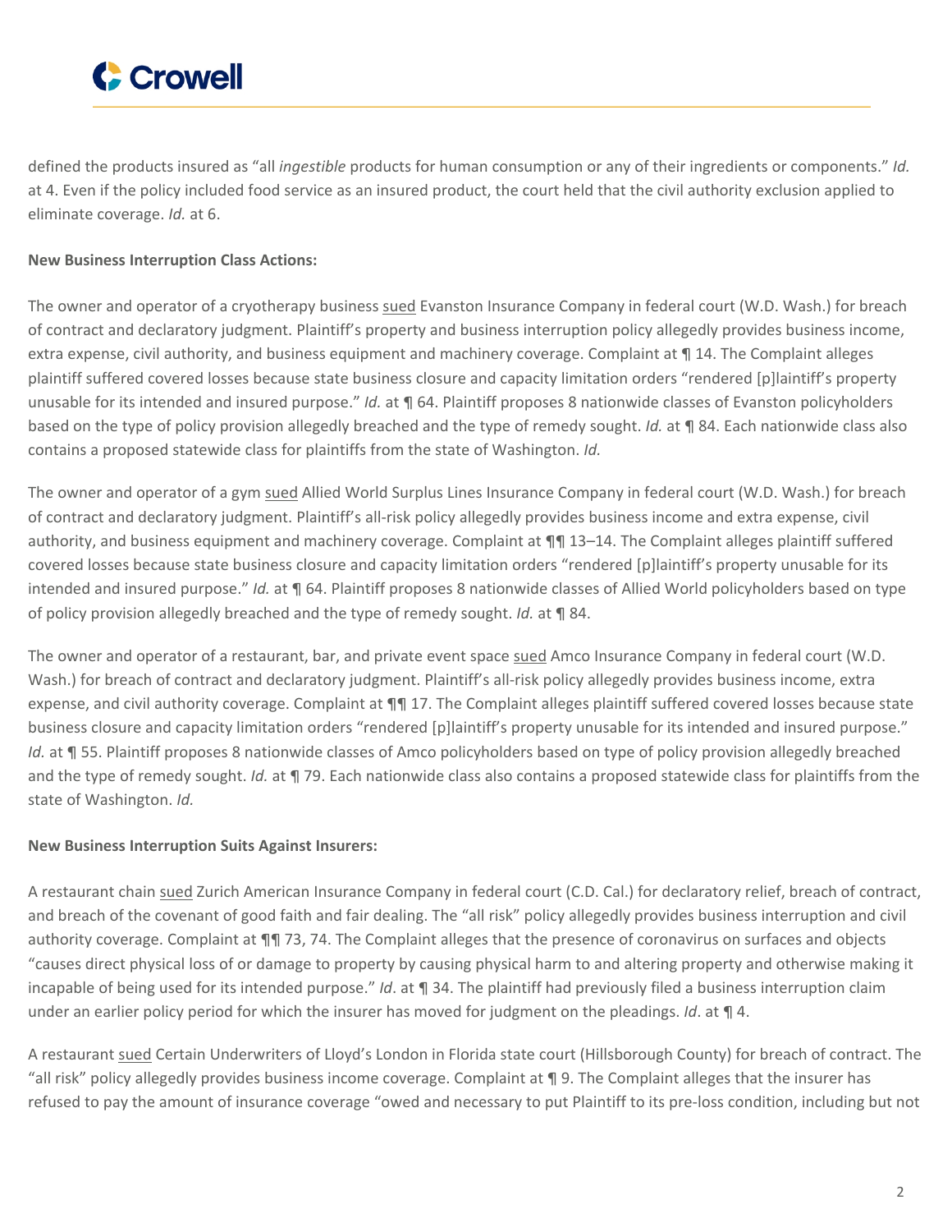defined the products insured as "all *ingestible* products for human consumption or any of their ingredients or components." *Id.* at 4. Even if the policy included food service as an insured product, the court held that the civil authority exclusion applied to eliminate coverage. *Id.* at 6.

**New Business Interruption Class Actions:**

The owner and operator of a cryotherapy business sued Evanston Insurance Company in federal court (W.D. Wash.) for breach of contract and declaratory judgment. Plaintiff's property and business interruption policy allegedly provides business income, extra expense, civil authority, and business equipment and machinery coverage. Complaint at ¶ 14. The Complaint alleges plaintiff suffered covered losses because state business closure and capacity limitation orders "rendered [p]laintiff's property unusable for its intended and insured purpose." *Id.* at ¶ 64. Plaintiff proposes 8 nationwide classes of Evanston policyholders based on the type of policy provision allegedly breached and the type of remedy sought. *Id.* at ¶ 84. Each nationwide class also contains a proposed statewide class for plaintiffs from the state of Washington. *Id.*

The owner and operator of a gym sued Allied World Surplus Lines Insurance Company in federal court (W.D. Wash.) for breach of contract and declaratory judgment. Plaintiff's all-risk policy allegedly provides business income and extra expense, civil authority, and business equipment and machinery coverage. Complaint at ¶¶ 13–14. The Complaint alleges plaintiff suffered covered losses because state business closure and capacity limitation orders "rendered [p]laintiff's property unusable for its intended and insured purpose." *Id.* at ¶ 64. Plaintiff proposes 8 nationwide classes of Allied World policyholders based on type of policy provision allegedly breached and the type of remedy sought. *Id.* at ¶ 84.

The owner and operator of a restaurant, bar, and private event space sued Amco Insurance Company in federal court (W.D. Wash.) for breach of contract and declaratory judgment. Plaintiff's all-risk policy allegedly provides business income, extra expense, and civil authority coverage. Complaint at ¶¶ 17. The Complaint alleges plaintiff suffered covered losses because state business closure and capacity limitation orders "rendered [p]laintiff's property unusable for its intended and insured purpose." *Id.* at ¶ 55. Plaintiff proposes 8 nationwide classes of Amco policyholders based on type of policy provision allegedly breached and the type of remedy sought. *Id.* at ¶ 79. Each nationwide class also contains a proposed statewide class for plaintiffs from the state of Washington. *Id.*

**New Business Interruption Suits Against Insurers:**

A restaurant chain sued Zurich American Insurance Company in federal court (C.D. Cal.) for declaratory relief, breach of contract, and breach of the covenant of good faith and fair dealing. The "all risk" policy allegedly provides business interruption and civil authority coverage. Complaint at ¶¶ 73, 74. The Complaint alleges that the presence of coronavirus on surfaces and objects "causes direct physical loss of or damage to property by causing physical harm to and altering property and otherwise making it incapable of being used for its intended purpose." *Id*. at ¶ 34. The plaintiff had previously filed a business interruption claim under an earlier policy period for which the insurer has moved for judgment on the pleadings. *Id*. at ¶ 4.

A restaurant sued Certain Underwriters of Lloyd's London in Florida state court (Hillsborough County) for breach of contract. The "all risk" policy allegedly provides business income coverage. Complaint at ¶ 9. The Complaint alleges that the insurer has refused to pay the amount of insurance coverage "owed and necessary to put Plaintiff to its pre-loss condition, including but not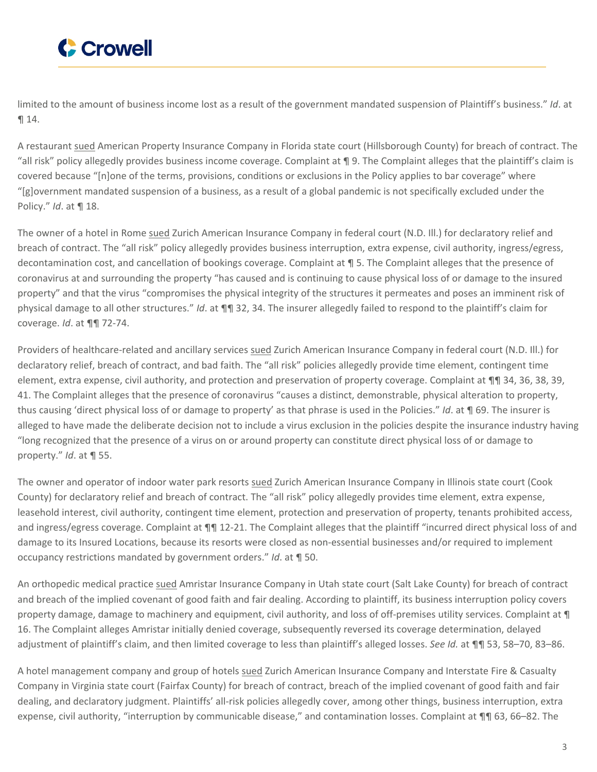limited to the amount of business income lost as a result of the government mandated suspension of Plaintiff's business." *Id*. at ¶ 14.

A restaurant sued American Property Insurance Company in Florida state court (Hillsborough County) for breach of contract. The "all risk" policy allegedly provides business income coverage. Complaint at ¶ 9. The Complaint alleges that the plaintiff's claim is covered because "[n]one of the terms, provisions, conditions or exclusions in the Policy applies to bar coverage" where "[g]overnment mandated suspension of a business, as a result of a global pandemic is not specifically excluded under the Policy." *Id*. at ¶ 18.

The owner of a hotel in Rome sued Zurich American Insurance Company in federal court (N.D. Ill.) for declaratory relief and breach of contract. The "all risk" policy allegedly provides business interruption, extra expense, civil authority, ingress/egress, decontamination cost, and cancellation of bookings coverage. Complaint at ¶ 5. The Complaint alleges that the presence of coronavirus at and surrounding the property "has caused and is continuing to cause physical loss of or damage to the insured property" and that the virus "compromises the physical integrity of the structures it permeates and poses an imminent risk of physical damage to all other structures." *Id*. at ¶¶ 32, 34. The insurer allegedly failed to respond to the plaintiff's claim for coverage. *Id*. at ¶¶ 72-74.

Providers of healthcare-related and ancillary services sued Zurich American Insurance Company in federal court (N.D. Ill.) for declaratory relief, breach of contract, and bad faith. The "all risk" policies allegedly provide time element, contingent time element, extra expense, civil authority, and protection and preservation of property coverage. Complaint at ¶¶ 34, 36, 38, 39, 41. The Complaint alleges that the presence of coronavirus "causes a distinct, demonstrable, physical alteration to property, thus causing 'direct physical loss of or damage to property' as that phrase is used in the Policies." *Id*. at ¶ 69. The insurer is alleged to have made the deliberate decision not to include a virus exclusion in the policies despite the insurance industry having "long recognized that the presence of a virus on or around property can constitute direct physical loss of or damage to property." *Id*. at ¶ 55.

The owner and operator of indoor water park resorts sued Zurich American Insurance Company in Illinois state court (Cook County) for declaratory relief and breach of contract. The "all risk" policy allegedly provides time element, extra expense, leasehold interest, civil authority, contingent time element, protection and preservation of property, tenants prohibited access, and ingress/egress coverage. Complaint at ¶¶ 12-21. The Complaint alleges that the plaintiff "incurred direct physical loss of and damage to its Insured Locations, because its resorts were closed as non-essential businesses and/or required to implement occupancy restrictions mandated by government orders." *Id*. at ¶ 50.

An orthopedic medical practice sued Amristar Insurance Company in Utah state court (Salt Lake County) for breach of contract and breach of the implied covenant of good faith and fair dealing. According to plaintiff, its business interruption policy covers property damage, damage to machinery and equipment, civil authority, and loss of off-premises utility services. Complaint at ¶ 16. The Complaint alleges Amristar initially denied coverage, subsequently reversed its coverage determination, delayed adjustment of plaintiff's claim, and then limited coverage to less than plaintiff's alleged losses. *See Id.* at ¶¶ 53, 58–70, 83–86.

A hotel management company and group of hotels sued Zurich American Insurance Company and Interstate Fire & Casualty Company in Virginia state court (Fairfax County) for breach of contract, breach of the implied covenant of good faith and fair dealing, and declaratory judgment. Plaintiffs' all-risk policies allegedly cover, among other things, business interruption, extra expense, civil authority, "interruption by communicable disease," and contamination losses. Complaint at ¶¶ 63, 66–82. The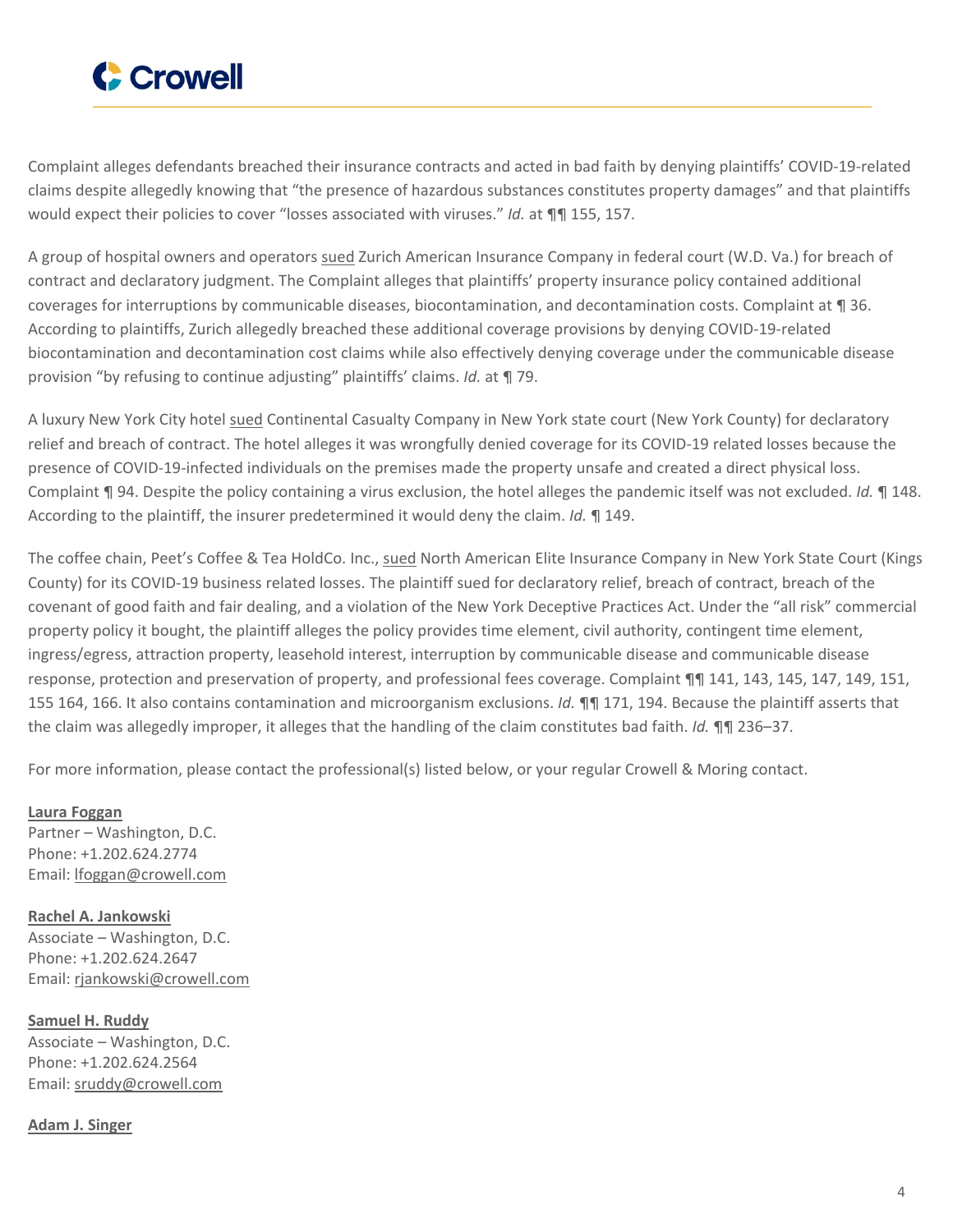Complaint alleges defendants breached their insurance contracts and acted in bad faith by denying plaintiffs' COVID-19-related claims despite allegedly knowing that "the presence of hazardous substances constitutes property damages" and that plaintiffs would expect their policies to cover "losses associated with viruses." *Id.* at ¶¶ 155, 157.

A group of hospital owners and operators sued Zurich American Insurance Company in federal court (W.D. Va.) for breach of contract and declaratory judgment. The Complaint alleges that plaintiffs' property insurance policy contained additional coverages for interruptions by communicable diseases, biocontamination, and decontamination costs. Complaint at ¶ 36. According to plaintiffs, Zurich allegedly breached these additional coverage provisions by denying COVID-19-related biocontamination and decontamination cost claims while also effectively denying coverage under the communicable disease provision "by refusing to continue adjusting" plaintiffs' claims. *Id.* at ¶ 79.

A luxury New York City hotel sued Continental Casualty Company in New York state court (New York County) for declaratory relief and breach of contract. The hotel alleges it was wrongfully denied coverage for its COVID-19 related losses because the presence of COVID-19-infected individuals on the premises made the property unsafe and created a direct physical loss. Complaint ¶ 94. Despite the policy containing a virus exclusion, the hotel alleges the pandemic itself was not excluded. *Id.* ¶ 148. According to the plaintiff, the insurer predetermined it would deny the claim. *Id.* ¶ 149.

The coffee chain, Peet's Coffee & Tea HoldCo. Inc., sued North American Elite Insurance Company in New York State Court (Kings County) for its COVID-19 business related losses. The plaintiff sued for declaratory relief, breach of contract, breach of the covenant of good faith and fair dealing, and a violation of the New York Deceptive Practices Act. Under the "all risk" commercial property policy it bought, the plaintiff alleges the policy provides time element, civil authority, contingent time element, ingress/egress, attraction property, leasehold interest, interruption by communicable disease and communicable disease response, protection and preservation of property, and professional fees coverage. Complaint ¶¶ 141, 143, 145, 147, 149, 151, 155 164, 166. It also contains contamination and microorganism exclusions. *Id.* ¶¶ 171, 194. Because the plaintiff asserts that the claim was allegedly improper, it alleges that the handling of the claim constitutes bad faith. *Id.* ¶¶ 236–37.

For more information, please contact the professional(s) listed below, or your regular Crowell & Moring contact.

**Laura Foggan**
Partner – Washington, D.C.
Phone: +1.202.624.2774
Email: lfoggan@crowell.com

**Rachel A. Jankowski**
Associate – Washington, D.C.
Phone: +1.202.624.2647
Email: rjankowski@crowell.com

**Samuel H. Ruddy**
Associate – Washington, D.C.
Phone: +1.202.624.2564
Email: sruddy@crowell.com

**Adam J. Singer**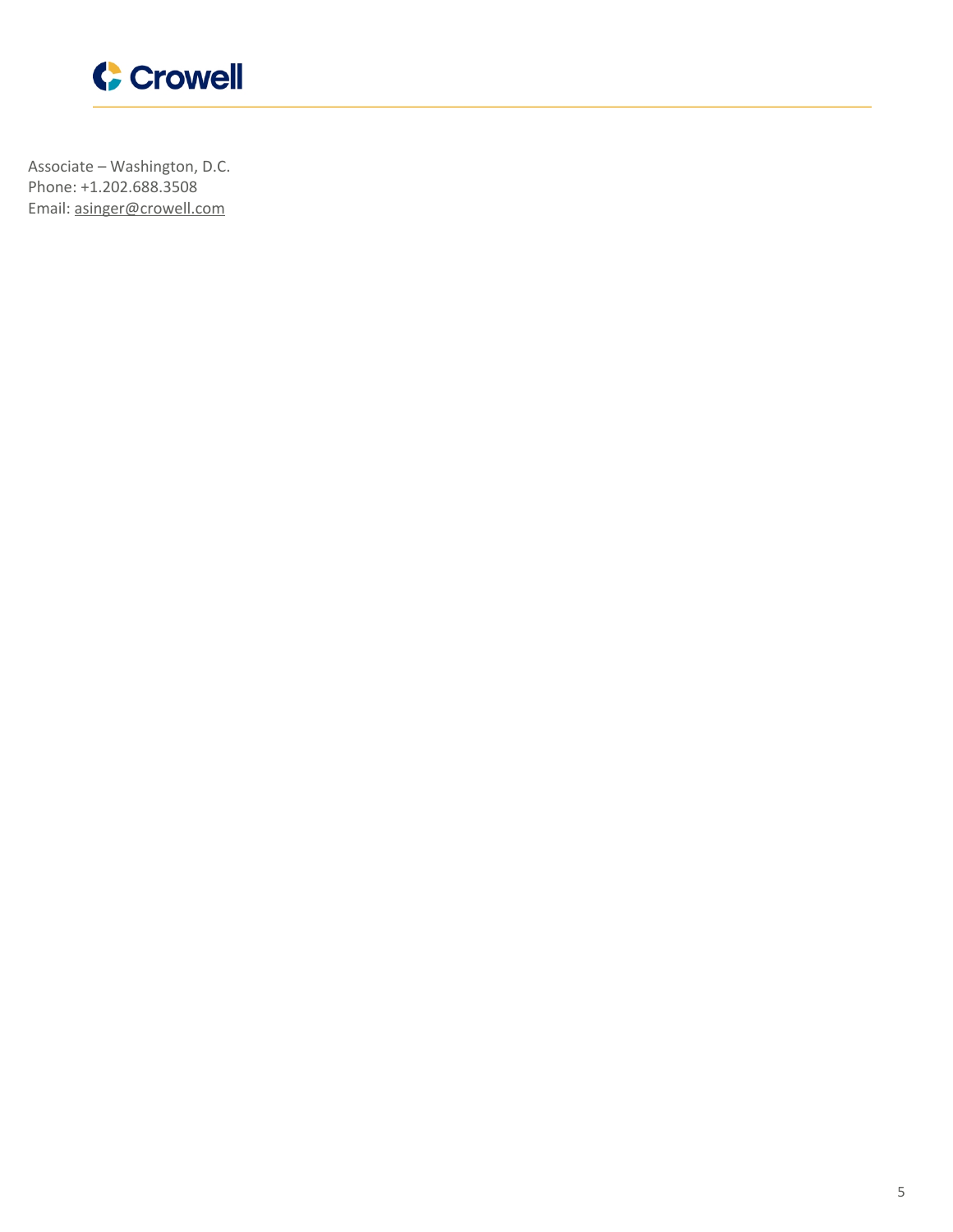Associate – Washington, D.C.
Phone: +1.202.688.3508
Email: asinger@crowell.com